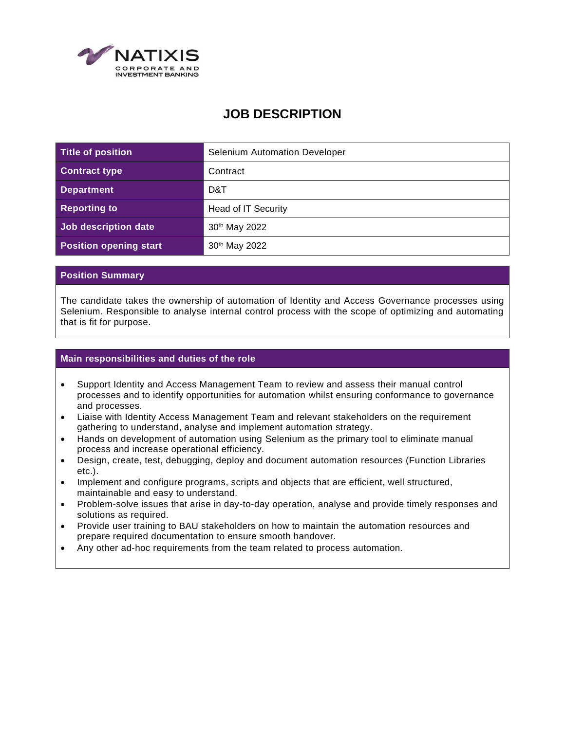# JOB DESCRIPTION

| Title of position | Selenium Automation Developer |
| --- | --- |
| Contract type | Contract |
| Department | D&T |
| Reporting to | Head of IT Security |
| Job description date | 30th May 2022 |
| Position opening start | 30th May 2022 |

## Position Summary

The candidate takes the ownership of automation of Identity and Access Governance processes using Selenium. Responsible to analyse internal control process with the scope of optimizing and automating that is fit for purpose.

## Main responsibilities and duties of the role

- Support Identity and Access Management Team to review and assess their manual control processes and to identify opportunities for automation whilst ensuring conformance to governance and processes.
- Liaise with Identity Access Management Team and relevant stakeholders on the requirement gathering to understand, analyse and implement automation strategy.
- Hands on development of automation using Selenium as the primary tool to eliminate manual process and increase operational efficiency.
- Design, create, test, debugging, deploy and document automation resources (Function Libraries etc.).
- Implement and configure programs, scripts and objects that are efficient, well structured, maintainable and easy to understand.
- Problem-solve issues that arise in day-to-day operation, analyse and provide timely responses and solutions as required.
- Provide user training to BAU stakeholders on how to maintain the automation resources and prepare required documentation to ensure smooth handover.
- Any other ad-hoc requirements from the team related to process automation.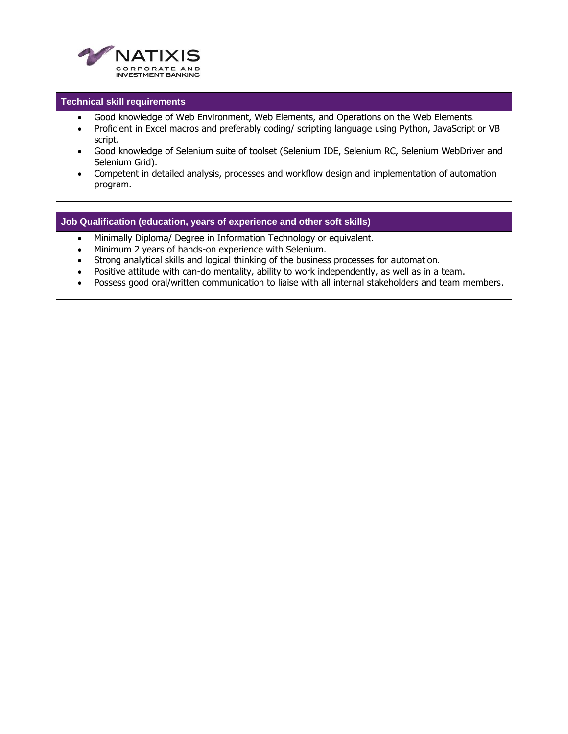## Technical skill requirements

- Good knowledge of Web Environment, Web Elements, and Operations on the Web Elements.
- Proficient in Excel macros and preferably coding/ scripting language using Python, JavaScript or VB script.
- Good knowledge of Selenium suite of toolset (Selenium IDE, Selenium RC, Selenium WebDriver and Selenium Grid).
- Competent in detailed analysis, processes and workflow design and implementation of automation program.

## Job Qualification (education, years of experience and other soft skills)

- Minimally Diploma/ Degree in Information Technology or equivalent.
- Minimum 2 years of hands-on experience with Selenium.
- Strong analytical skills and logical thinking of the business processes for automation.
- Positive attitude with can-do mentality, ability to work independently, as well as in a team.
- Possess good oral/written communication to liaise with all internal stakeholders and team members.